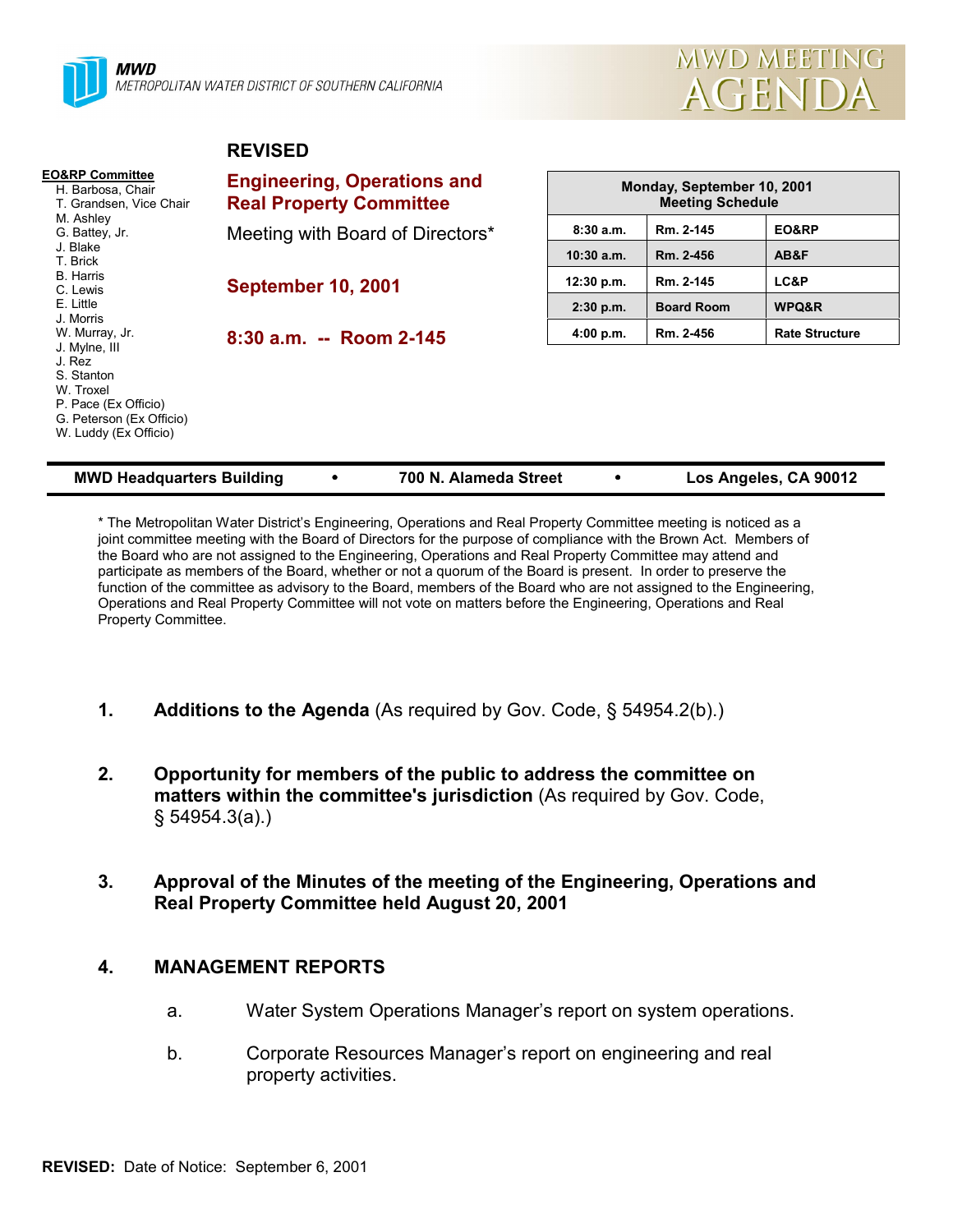MWD
METROPOLITAN WATER DISTRICT OF SOUTHERN CALIFORNIA

MWD MEETING AGENDA

**REVISED**

**EO&RP Committee**
- H. Barbosa, Chair
- T. Grandsen, Vice Chair
- M. Ashley
- G. Battey, Jr.
- J. Blake
- T. Brick
- B. Harris
- C. Lewis
- E. Little
- J. Morris
- W. Murray, Jr.
- J. Mylne, III
- J. Rez
- S. Stanton
- W. Troxel
- P. Pace (Ex Officio)
- G. Peterson (Ex Officio)
- W. Luddy (Ex Officio)

# Engineering, Operations and Real Property Committee

Meeting with Board of Directors*

**September 10, 2001**

**8:30 a.m. -- Room 2-145**

| Monday, September 10, 2001 Meeting Schedule | | |
|---|---|---|
| 8:30 a.m. | Rm. 2-145 | EO&RP |
| 10:30 a.m. | Rm. 2-456 | AB&F |
| 12:30 p.m. | Rm. 2-145 | LC&P |
| 2:30 p.m. | Board Room | WPQ&R |
| 4:00 p.m. | Rm. 2-456 | Rate Structure |

**MWD Headquarters Building • 700 N. Alameda Street • Los Angeles, CA 90012**

* The Metropolitan Water District's Engineering, Operations and Real Property Committee meeting is noticed as a joint committee meeting with the Board of Directors for the purpose of compliance with the Brown Act. Members of the Board who are not assigned to the Engineering, Operations and Real Property Committee may attend and participate as members of the Board, whether or not a quorum of the Board is present. In order to preserve the function of the committee as advisory to the Board, members of the Board who are not assigned to the Engineering, Operations and Real Property Committee will not vote on matters before the Engineering, Operations and Real Property Committee.

1. **Additions to the Agenda** (As required by Gov. Code, § 54954.2(b).)

2. **Opportunity for members of the public to address the committee on matters within the committee's jurisdiction** (As required by Gov. Code, § 54954.3(a).)

3. **Approval of the Minutes of the meeting of the Engineering, Operations and Real Property Committee held August 20, 2001**

4. **MANAGEMENT REPORTS**

   a. Water System Operations Manager's report on system operations.

   b. Corporate Resources Manager's report on engineering and real property activities.

**REVISED:** Date of Notice: September 6, 2001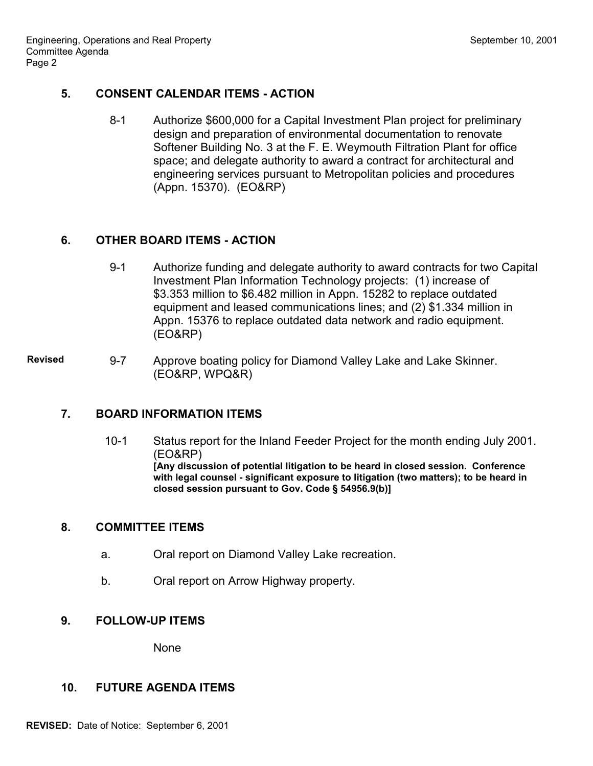## 5. CONSENT CALENDAR ITEMS - ACTION

8-1 Authorize $600,000 for a Capital Investment Plan project for preliminary design and preparation of environmental documentation to renovate Softener Building No. 3 at the F. E. Weymouth Filtration Plant for office space; and delegate authority to award a contract for architectural and engineering services pursuant to Metropolitan policies and procedures (Appn. 15370). (EO&RP)

## 6. OTHER BOARD ITEMS - ACTION

9-1 Authorize funding and delegate authority to award contracts for two Capital Investment Plan Information Technology projects: (1) increase of $3.353 million to $6.482 million in Appn. 15282 to replace outdated equipment and leased communications lines; and (2) $1.334 million in Appn. 15376 to replace outdated data network and radio equipment. (EO&RP)

**Revised** 9-7 Approve boating policy for Diamond Valley Lake and Lake Skinner. (EO&RP, WPQ&R)

## 7. BOARD INFORMATION ITEMS

10-1 Status report for the Inland Feeder Project for the month ending July 2001. (EO&RP)
**[Any discussion of potential litigation to be heard in closed session. Conference with legal counsel - significant exposure to litigation (two matters); to be heard in closed session pursuant to Gov. Code § 54956.9(b)]**

## 8. COMMITTEE ITEMS

a. Oral report on Diamond Valley Lake recreation.

b. Oral report on Arrow Highway property.

## 9. FOLLOW-UP ITEMS

None

## 10. FUTURE AGENDA ITEMS

**REVISED:** Date of Notice: September 6, 2001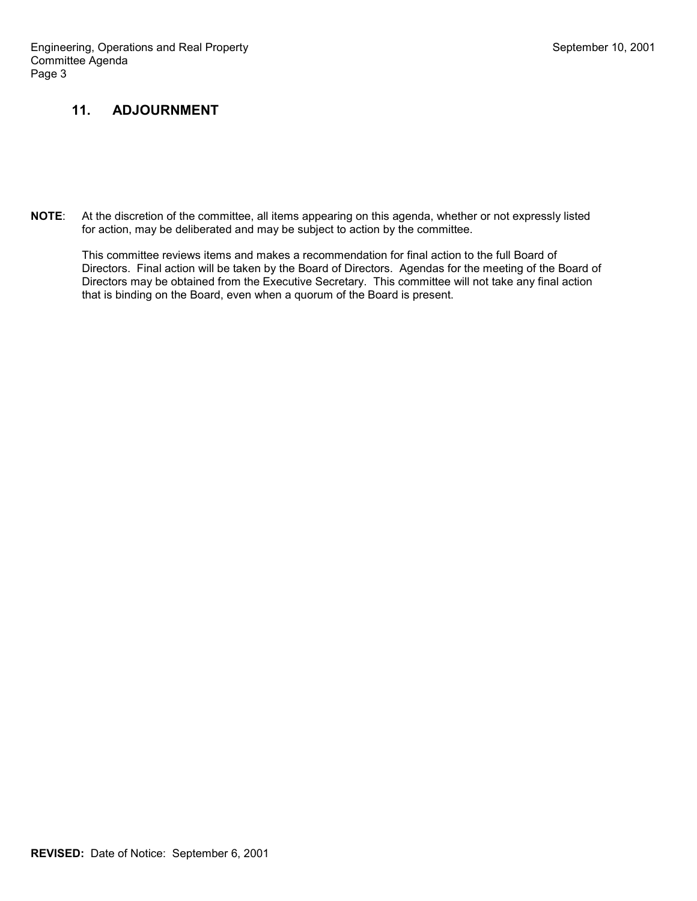## 11. ADJOURNMENT

**NOTE**: At the discretion of the committee, all items appearing on this agenda, whether or not expressly listed for action, may be deliberated and may be subject to action by the committee.

This committee reviews items and makes a recommendation for final action to the full Board of Directors. Final action will be taken by the Board of Directors. Agendas for the meeting of the Board of Directors may be obtained from the Executive Secretary. This committee will not take any final action that is binding on the Board, even when a quorum of the Board is present.

**REVISED:** Date of Notice: September 6, 2001